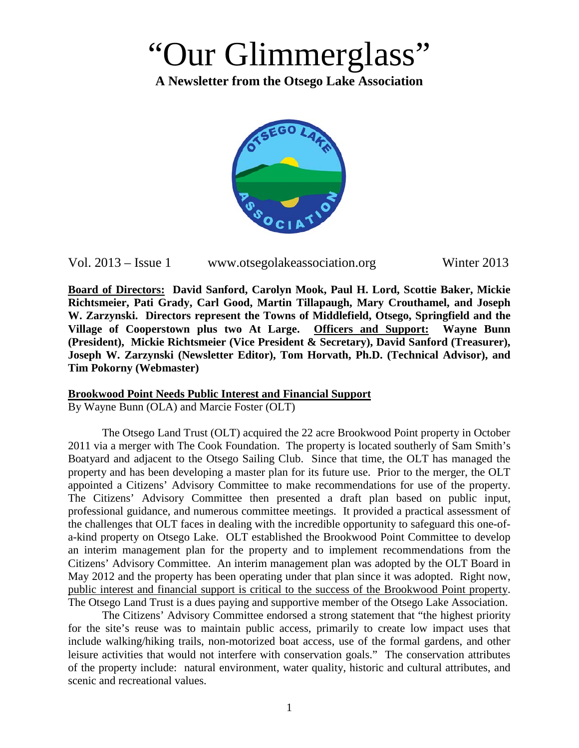# "Our Glimmerglass"

**A Newsletter from the Otsego Lake Association**

Vol. 2013 – Issue 1 www.otsegolakeassociation.org Winter 2013

**<u>Board of Directors:</u> David Sanford, Carolyn Mook, Paul H. Lord, Scottie Baker, Mickie Richtsmeier, Pati Grady, Carl Good, Martin Tillapaugh, Mary Crouthamel, and Joseph W. Zarzynski. Directors represent the Towns of Middlefield, Otsego, Springfield and the Village of Cooperstown plus two At Large. <u>Officers and Support:</u> Wayne Bunn (President), Mickie Richtsmeier (Vice President & Secretary), David Sanford (Treasurer), Joseph W. Zarzynski (Newsletter Editor), Tom Horvath, Ph.D. (Technical Advisor), and Tim Pokorny (Webmaster)**

## Brookwood Point Needs Public Interest and Financial Support

By Wayne Bunn (OLA) and Marcie Foster (OLT)

The Otsego Land Trust (OLT) acquired the 22 acre Brookwood Point property in October 2011 via a merger with The Cook Foundation. The property is located southerly of Sam Smith's Boatyard and adjacent to the Otsego Sailing Club. Since that time, the OLT has managed the property and has been developing a master plan for its future use. Prior to the merger, the OLT appointed a Citizens' Advisory Committee to make recommendations for use of the property. The Citizens' Advisory Committee then presented a draft plan based on public input, professional guidance, and numerous committee meetings. It provided a practical assessment of the challenges that OLT faces in dealing with the incredible opportunity to safeguard this one-of-a-kind property on Otsego Lake. OLT established the Brookwood Point Committee to develop an interim management plan for the property and to implement recommendations from the Citizens' Advisory Committee. An interim management plan was adopted by the OLT Board in May 2012 and the property has been operating under that plan since it was adopted. Right now, <u>public interest and financial support is critical to the success of the Brookwood Point property</u>. The Otsego Land Trust is a dues paying and supportive member of the Otsego Lake Association.

The Citizens' Advisory Committee endorsed a strong statement that "the highest priority for the site's reuse was to maintain public access, primarily to create low impact uses that include walking/hiking trails, non-motorized boat access, use of the formal gardens, and other leisure activities that would not interfere with conservation goals." The conservation attributes of the property include: natural environment, water quality, historic and cultural attributes, and scenic and recreational values.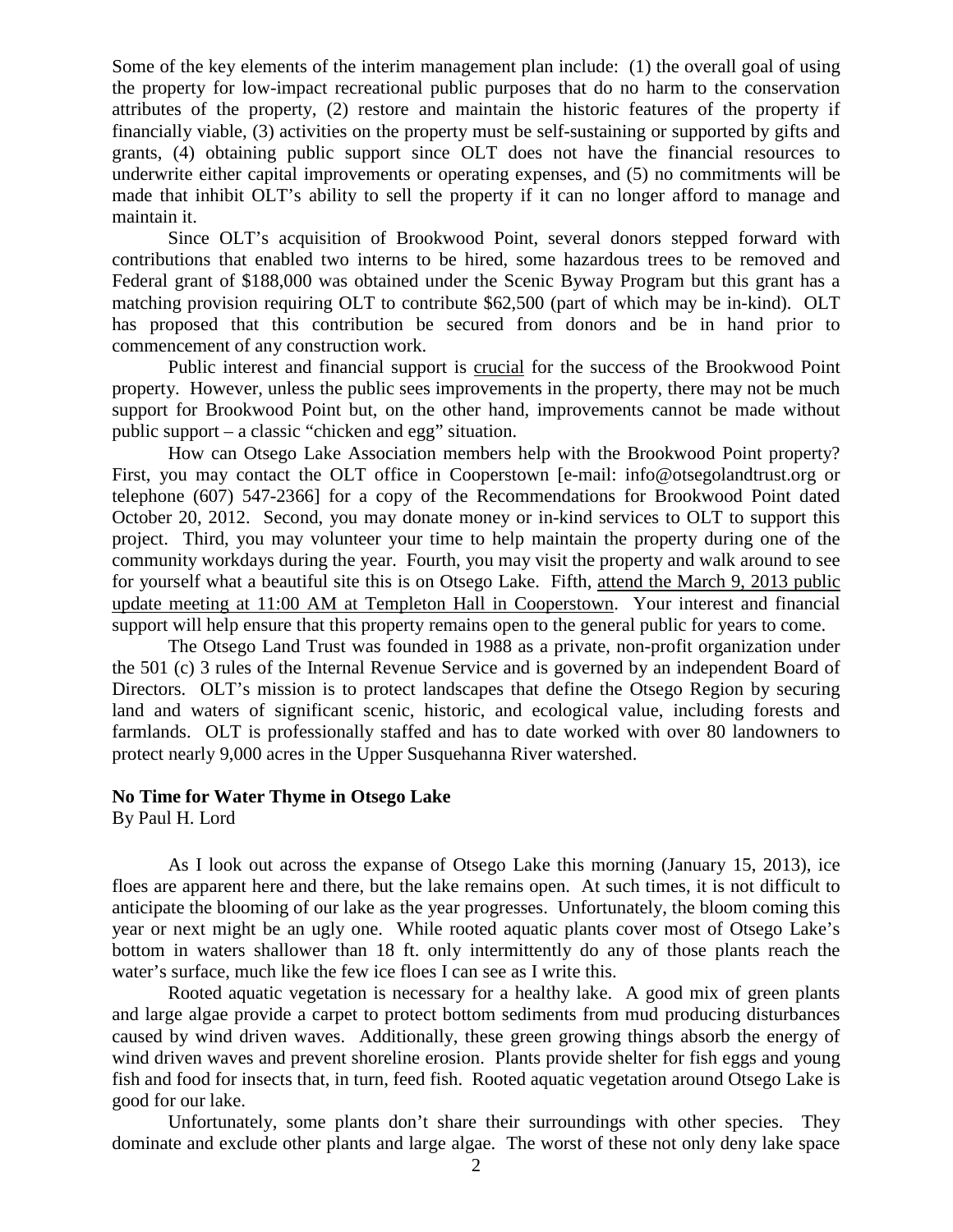Some of the key elements of the interim management plan include: (1) the overall goal of using the property for low-impact recreational public purposes that do no harm to the conservation attributes of the property, (2) restore and maintain the historic features of the property if financially viable, (3) activities on the property must be self-sustaining or supported by gifts and grants, (4) obtaining public support since OLT does not have the financial resources to underwrite either capital improvements or operating expenses, and (5) no commitments will be made that inhibit OLT's ability to sell the property if it can no longer afford to manage and maintain it.

Since OLT's acquisition of Brookwood Point, several donors stepped forward with contributions that enabled two interns to be hired, some hazardous trees to be removed and Federal grant of $188,000 was obtained under the Scenic Byway Program but this grant has a matching provision requiring OLT to contribute $62,500 (part of which may be in-kind). OLT has proposed that this contribution be secured from donors and be in hand prior to commencement of any construction work.

Public interest and financial support is <u>crucial</u> for the success of the Brookwood Point property. However, unless the public sees improvements in the property, there may not be much support for Brookwood Point but, on the other hand, improvements cannot be made without public support – a classic "chicken and egg" situation.

How can Otsego Lake Association members help with the Brookwood Point property? First, you may contact the OLT office in Cooperstown [e-mail: info@otsegolandtrust.org or telephone (607) 547-2366] for a copy of the Recommendations for Brookwood Point dated October 20, 2012. Second, you may donate money or in-kind services to OLT to support this project. Third, you may volunteer your time to help maintain the property during one of the community workdays during the year. Fourth, you may visit the property and walk around to see for yourself what a beautiful site this is on Otsego Lake. Fifth, <u>attend the March 9, 2013 public update meeting at 11:00 AM at Templeton Hall in Cooperstown</u>. Your interest and financial support will help ensure that this property remains open to the general public for years to come.

The Otsego Land Trust was founded in 1988 as a private, non-profit organization under the 501 (c) 3 rules of the Internal Revenue Service and is governed by an independent Board of Directors. OLT's mission is to protect landscapes that define the Otsego Region by securing land and waters of significant scenic, historic, and ecological value, including forests and farmlands. OLT is professionally staffed and has to date worked with over 80 landowners to protect nearly 9,000 acres in the Upper Susquehanna River watershed.

**No Time for Water Thyme in Otsego Lake**

By Paul H. Lord

As I look out across the expanse of Otsego Lake this morning (January 15, 2013), ice floes are apparent here and there, but the lake remains open. At such times, it is not difficult to anticipate the blooming of our lake as the year progresses. Unfortunately, the bloom coming this year or next might be an ugly one. While rooted aquatic plants cover most of Otsego Lake's bottom in waters shallower than 18 ft. only intermittently do any of those plants reach the water's surface, much like the few ice floes I can see as I write this.

Rooted aquatic vegetation is necessary for a healthy lake. A good mix of green plants and large algae provide a carpet to protect bottom sediments from mud producing disturbances caused by wind driven waves. Additionally, these green growing things absorb the energy of wind driven waves and prevent shoreline erosion. Plants provide shelter for fish eggs and young fish and food for insects that, in turn, feed fish. Rooted aquatic vegetation around Otsego Lake is good for our lake.

Unfortunately, some plants don't share their surroundings with other species. They dominate and exclude other plants and large algae. The worst of these not only deny lake space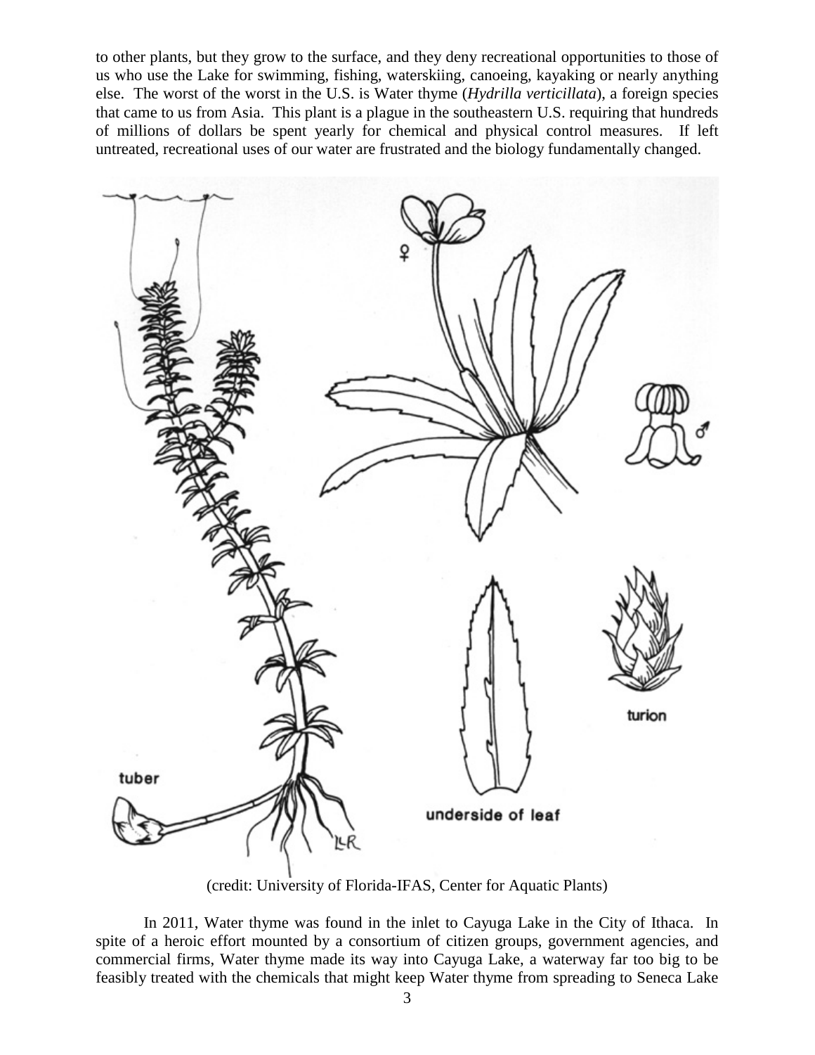to other plants, but they grow to the surface, and they deny recreational opportunities to those of us who use the Lake for swimming, fishing, waterskiing, canoeing, kayaking or nearly anything else. The worst of the worst in the U.S. is Water thyme (*Hydrilla verticillata*), a foreign species that came to us from Asia. This plant is a plague in the southeastern U.S. requiring that hundreds of millions of dollars be spent yearly for chemical and physical control measures. If left untreated, recreational uses of our water are frustrated and the biology fundamentally changed.

(credit: University of Florida-IFAS, Center for Aquatic Plants)

In 2011, Water thyme was found in the inlet to Cayuga Lake in the City of Ithaca. In spite of a heroic effort mounted by a consortium of citizen groups, government agencies, and commercial firms, Water thyme made its way into Cayuga Lake, a waterway far too big to be feasibly treated with the chemicals that might keep Water thyme from spreading to Seneca Lake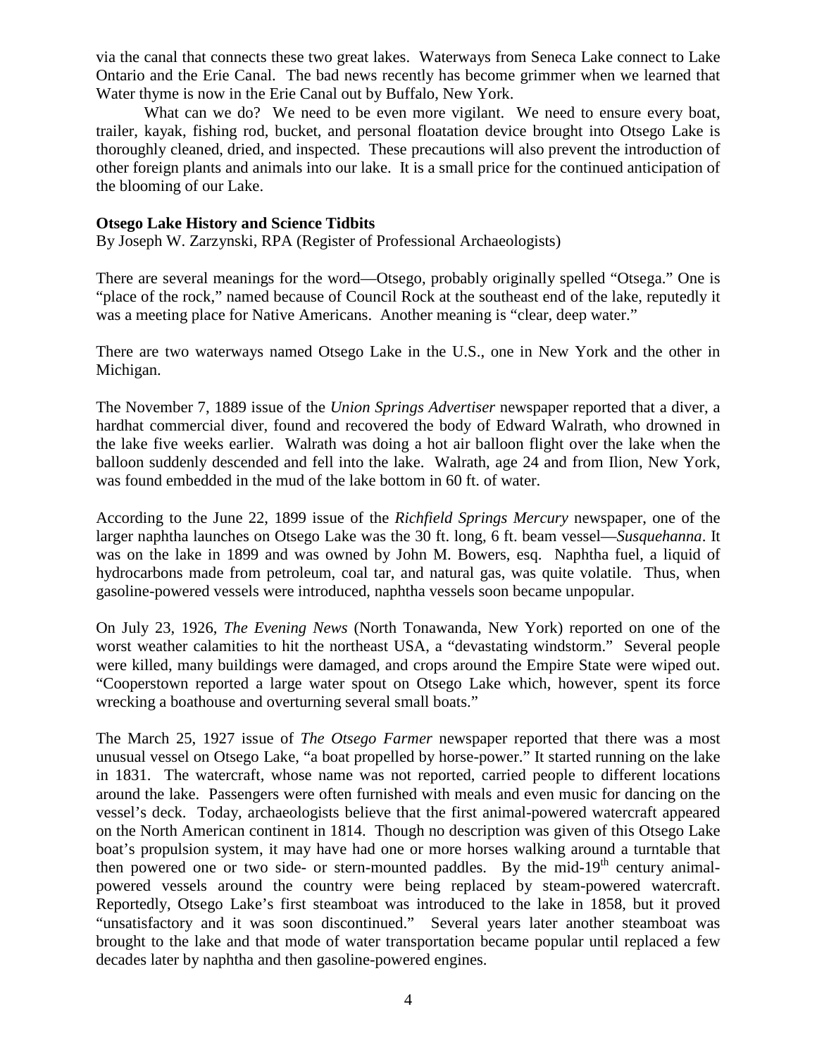via the canal that connects these two great lakes. Waterways from Seneca Lake connect to Lake Ontario and the Erie Canal. The bad news recently has become grimmer when we learned that Water thyme is now in the Erie Canal out by Buffalo, New York.

What can we do? We need to be even more vigilant. We need to ensure every boat, trailer, kayak, fishing rod, bucket, and personal floatation device brought into Otsego Lake is thoroughly cleaned, dried, and inspected. These precautions will also prevent the introduction of other foreign plants and animals into our lake. It is a small price for the continued anticipation of the blooming of our Lake.

**Otsego Lake History and Science Tidbits**

By Joseph W. Zarzynski, RPA (Register of Professional Archaeologists)

There are several meanings for the word—Otsego, probably originally spelled "Otsega." One is "place of the rock," named because of Council Rock at the southeast end of the lake, reputedly it was a meeting place for Native Americans. Another meaning is "clear, deep water."

There are two waterways named Otsego Lake in the U.S., one in New York and the other in Michigan.

The November 7, 1889 issue of the *Union Springs Advertiser* newspaper reported that a diver, a hardhat commercial diver, found and recovered the body of Edward Walrath, who drowned in the lake five weeks earlier. Walrath was doing a hot air balloon flight over the lake when the balloon suddenly descended and fell into the lake. Walrath, age 24 and from Ilion, New York, was found embedded in the mud of the lake bottom in 60 ft. of water.

According to the June 22, 1899 issue of the *Richfield Springs Mercury* newspaper, one of the larger naphtha launches on Otsego Lake was the 30 ft. long, 6 ft. beam vessel—*Susquehanna*. It was on the lake in 1899 and was owned by John M. Bowers, esq. Naphtha fuel, a liquid of hydrocarbons made from petroleum, coal tar, and natural gas, was quite volatile. Thus, when gasoline-powered vessels were introduced, naphtha vessels soon became unpopular.

On July 23, 1926, *The Evening News* (North Tonawanda, New York) reported on one of the worst weather calamities to hit the northeast USA, a "devastating windstorm." Several people were killed, many buildings were damaged, and crops around the Empire State were wiped out. "Cooperstown reported a large water spout on Otsego Lake which, however, spent its force wrecking a boathouse and overturning several small boats."

The March 25, 1927 issue of *The Otsego Farmer* newspaper reported that there was a most unusual vessel on Otsego Lake, "a boat propelled by horse-power." It started running on the lake in 1831. The watercraft, whose name was not reported, carried people to different locations around the lake. Passengers were often furnished with meals and even music for dancing on the vessel's deck. Today, archaeologists believe that the first animal-powered watercraft appeared on the North American continent in 1814. Though no description was given of this Otsego Lake boat's propulsion system, it may have had one or more horses walking around a turntable that then powered one or two side- or stern-mounted paddles. By the mid-19th century animal-powered vessels around the country were being replaced by steam-powered watercraft. Reportedly, Otsego Lake's first steamboat was introduced to the lake in 1858, but it proved "unsatisfactory and it was soon discontinued." Several years later another steamboat was brought to the lake and that mode of water transportation became popular until replaced a few decades later by naphtha and then gasoline-powered engines.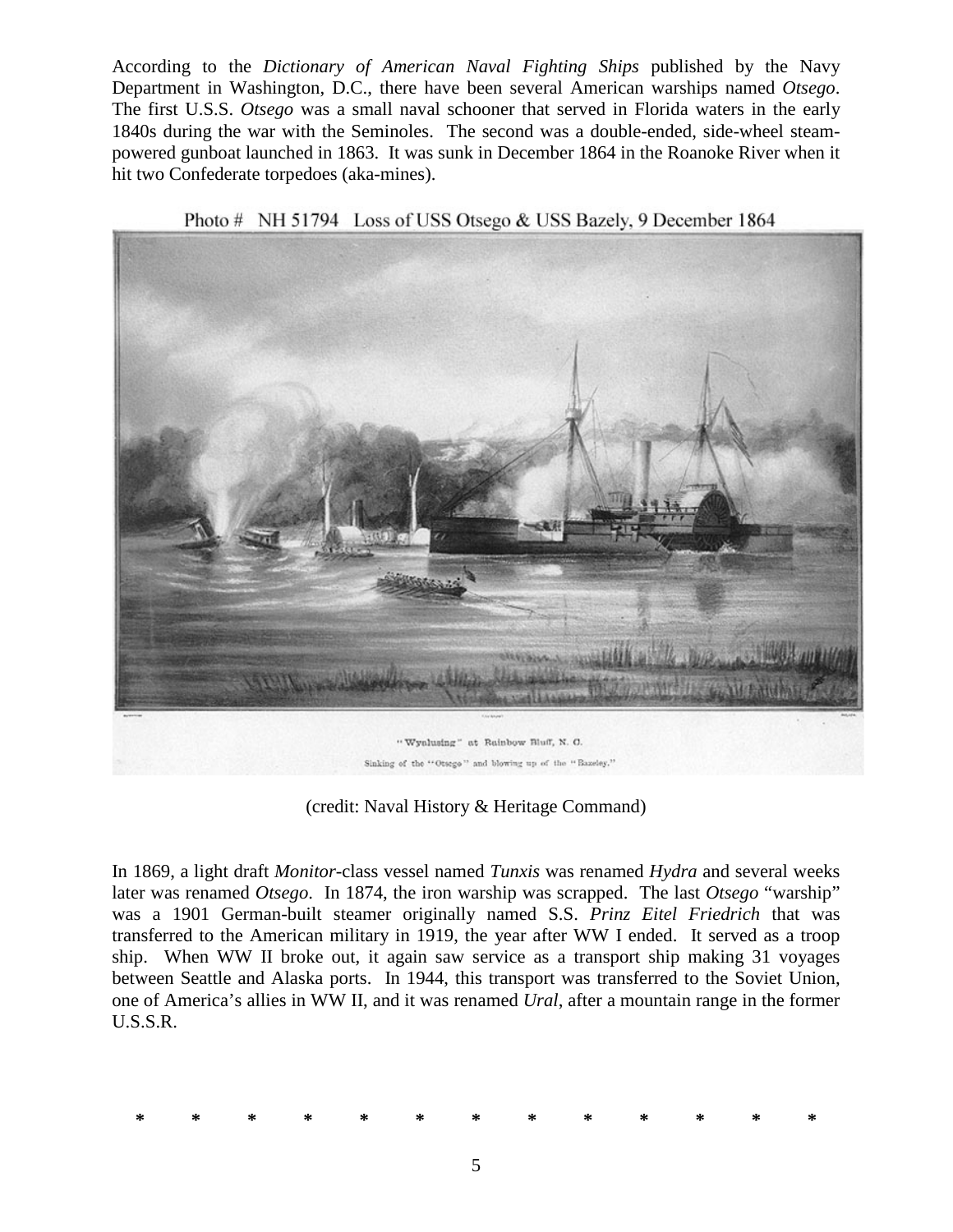According to the *Dictionary of American Naval Fighting Ships* published by the Navy Department in Washington, D.C., there have been several American warships named *Otsego*. The first U.S.S. *Otsego* was a small naval schooner that served in Florida waters in the early 1840s during the war with the Seminoles. The second was a double-ended, side-wheel steam-powered gunboat launched in 1863. It was sunk in December 1864 in the Roanoke River when it hit two Confederate torpedoes (aka-mines).

Photo # NH 51794 Loss of USS Otsego & USS Bazely, 9 December 1864

"Wyalusing" at Rainbow Bluff, N. C.

Sinking of the "Otsego" and blowing up of the "Bazeley."

(credit: Naval History & Heritage Command)

In 1869, a light draft *Monitor*-class vessel named *Tunxis* was renamed *Hydra* and several weeks later was renamed *Otsego*. In 1874, the iron warship was scrapped. The last *Otsego* "warship" was a 1901 German-built steamer originally named S.S. *Prinz Eitel Friedrich* that was transferred to the American military in 1919, the year after WW I ended. It served as a troop ship. When WW II broke out, it again saw service as a transport ship making 31 voyages between Seattle and Alaska ports. In 1944, this transport was transferred to the Soviet Union, one of America's allies in WW II, and it was renamed *Ural*, after a mountain range in the former U.S.S.R.

\* \* \* \* \* \* \* \* \* \* \* \* \*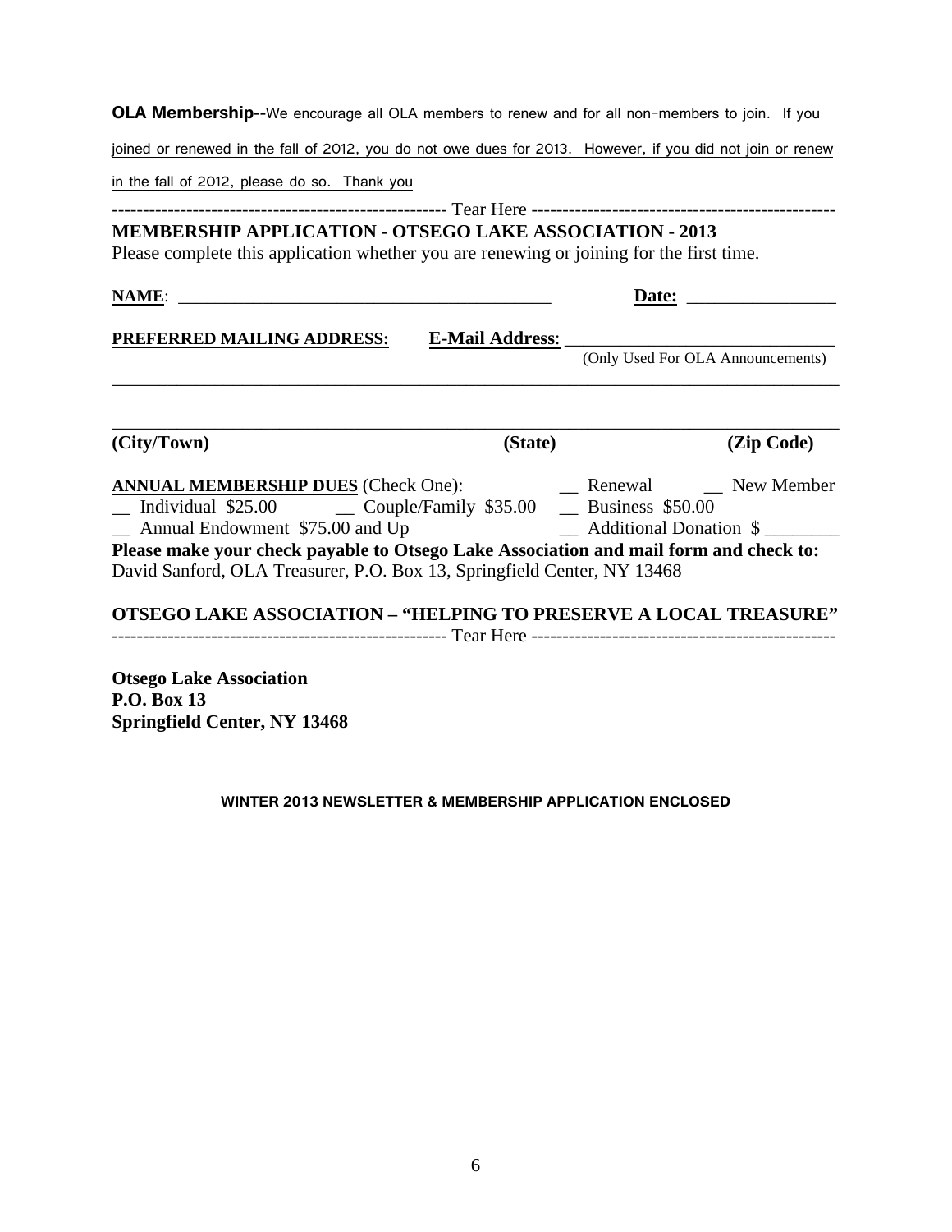**OLA Membership--**We encourage all OLA members to renew and for all non-members to join. If you joined or renewed in the fall of 2012, you do not owe dues for 2013. However, if you did not join or renew in the fall of 2012, please do so. Thank you

------------------------------------------------------ Tear Here ------------------------------------------------------

**MEMBERSHIP APPLICATION - OTSEGO LAKE ASSOCIATION - 2013**

Please complete this application whether you are renewing or joining for the first time.

**NAME**: ___________________________________________ **Date:** ________________

**PREFERRED MAILING ADDRESS:** **E-Mail Address**: ______________________________
(Only Used For OLA Announcements)

_____________________________________________________________________________________

_____________________________________________________________________________________

**(City/Town)** **(State)** **(Zip Code)**

**ANNUAL MEMBERSHIP DUES** (Check One): __ Renewal __ New Member

__ Individual $25.00 __ Couple/Family $35.00 __ Business $50.00

__ Annual Endowment $75.00 and Up __ Additional Donation $ ________

**Please make your check payable to Otsego Lake Association and mail form and check to:**
David Sanford, OLA Treasurer, P.O. Box 13, Springfield Center, NY 13468

**OTSEGO LAKE ASSOCIATION – "HELPING TO PRESERVE A LOCAL TREASURE"**

------------------------------------------------------ Tear Here ------------------------------------------------------

**Otsego Lake Association**
**P.O. Box 13**
**Springfield Center, NY 13468**

**WINTER 2013 NEWSLETTER & MEMBERSHIP APPLICATION ENCLOSED**